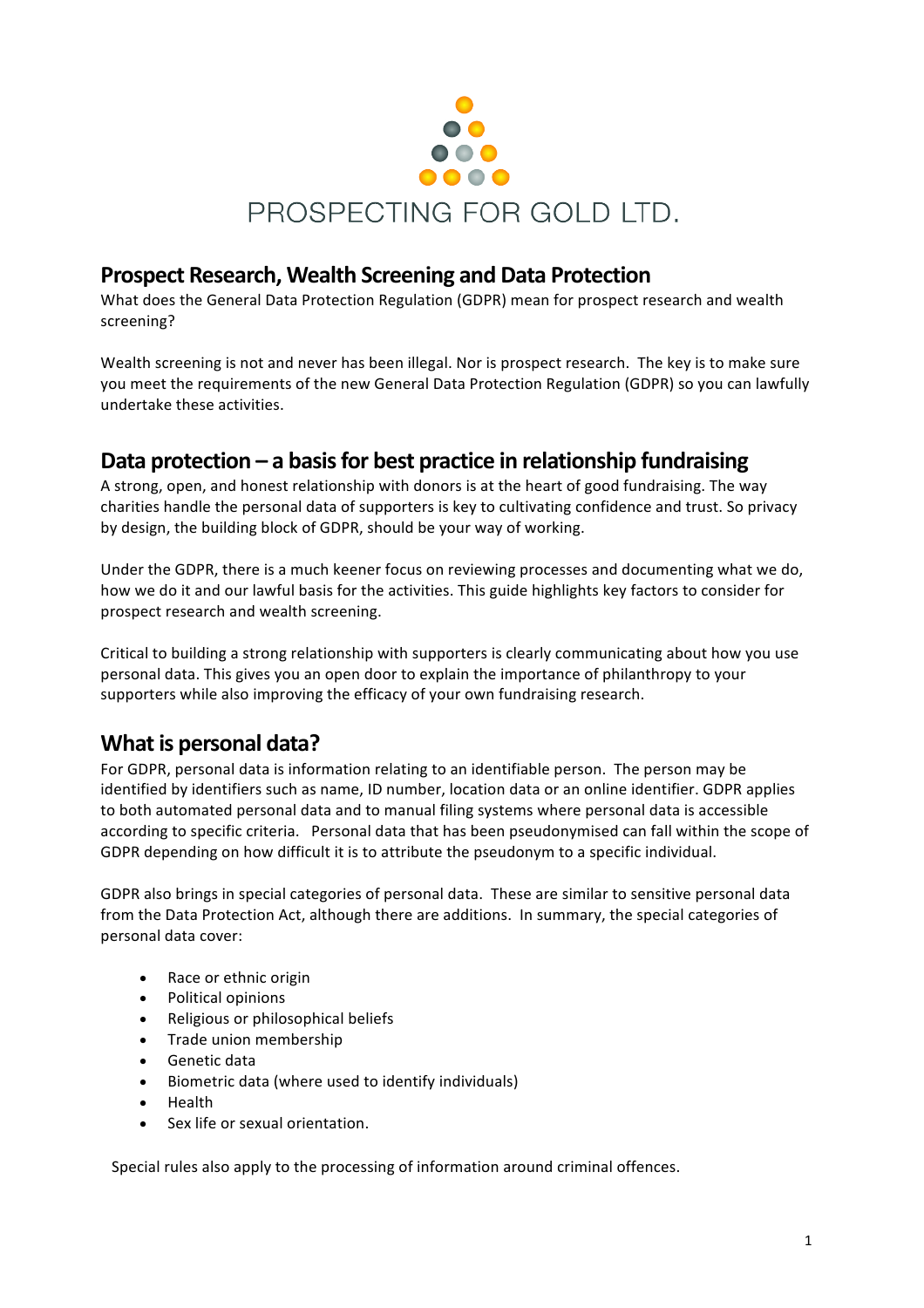PROSPECTING FOR GOLD LTD.

## Prospect Research, Wealth Screening and Data Protection

What does the General Data Protection Regulation (GDPR) mean for prospect research and wealth screening?

Wealth screening is not and never has been illegal. Nor is prospect research. The key is to make sure you meet the requirements of the new General Data Protection Regulation (GDPR) so you can lawfully undertake these activities.

## Data protection – a basis for best practice in relationship fundraising

A strong, open, and honest relationship with donors is at the heart of good fundraising. The way charities handle the personal data of supporters is key to cultivating confidence and trust. So privacy by design, the building block of GDPR, should be your way of working.

Under the GDPR, there is a much keener focus on reviewing processes and documenting what we do, how we do it and our lawful basis for the activities. This guide highlights key factors to consider for prospect research and wealth screening.

Critical to building a strong relationship with supporters is clearly communicating about how you use personal data. This gives you an open door to explain the importance of philanthropy to your supporters while also improving the efficacy of your own fundraising research.

## What is personal data?

For GDPR, personal data is information relating to an identifiable person. The person may be identified by identifiers such as name, ID number, location data or an online identifier. GDPR applies to both automated personal data and to manual filing systems where personal data is accessible according to specific criteria. Personal data that has been pseudonymised can fall within the scope of GDPR depending on how difficult it is to attribute the pseudonym to a specific individual.

GDPR also brings in special categories of personal data. These are similar to sensitive personal data from the Data Protection Act, although there are additions. In summary, the special categories of personal data cover:

- Race or ethnic origin
- Political opinions
- Religious or philosophical beliefs
- Trade union membership
- Genetic data
- Biometric data (where used to identify individuals)
- Health
- Sex life or sexual orientation.

Special rules also apply to the processing of information around criminal offences.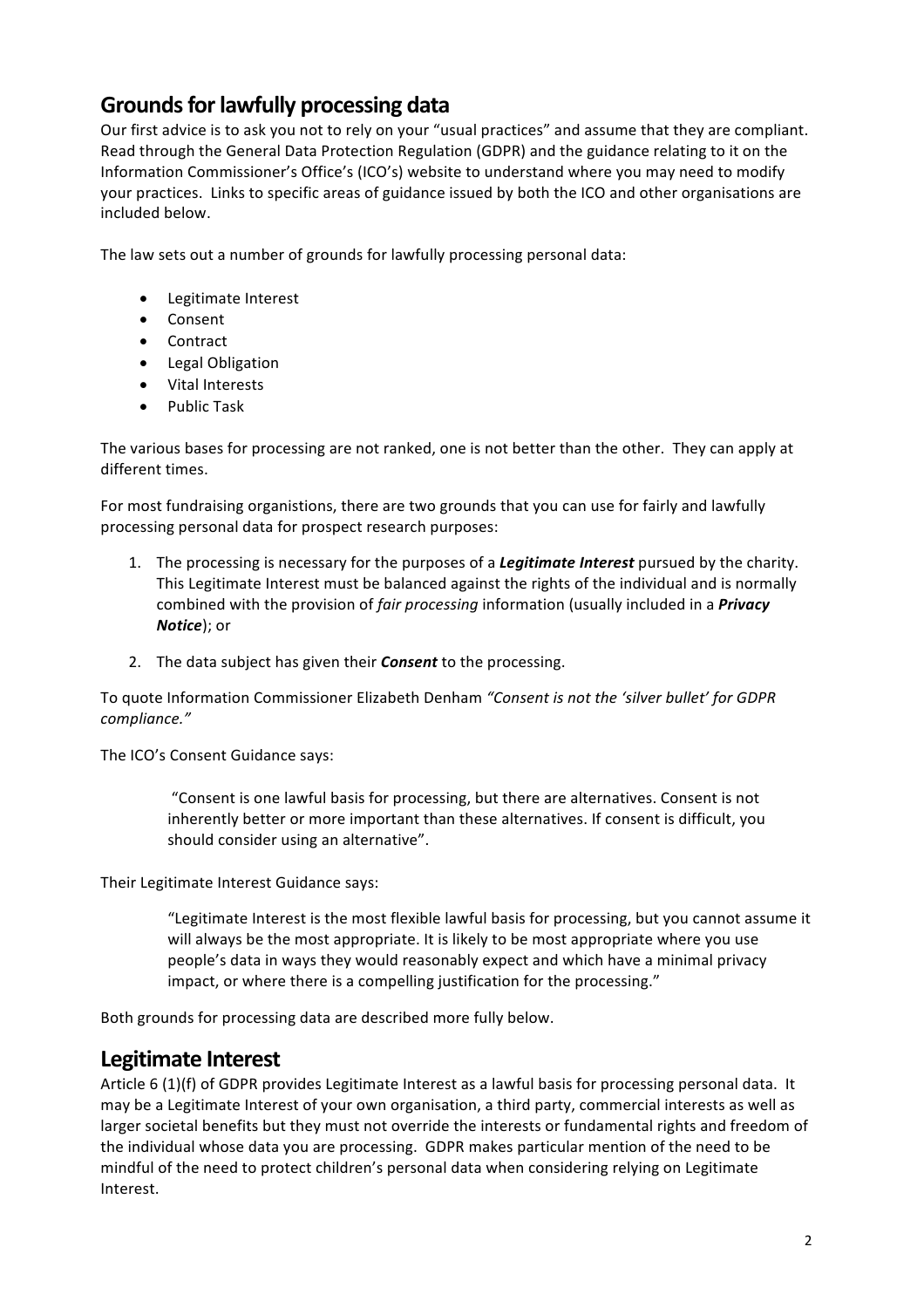## Grounds for lawfully processing data

Our first advice is to ask you not to rely on your "usual practices" and assume that they are compliant. Read through the General Data Protection Regulation (GDPR) and the guidance relating to it on the Information Commissioner's Office's (ICO's) website to understand where you may need to modify your practices. Links to specific areas of guidance issued by both the ICO and other organisations are included below.

The law sets out a number of grounds for lawfully processing personal data:

- Legitimate Interest
- Consent
- Contract
- Legal Obligation
- Vital Interests
- Public Task

The various bases for processing are not ranked, one is not better than the other. They can apply at different times.

For most fundraising organistions, there are two grounds that you can use for fairly and lawfully processing personal data for prospect research purposes:

1. The processing is necessary for the purposes of a ***Legitimate Interest*** pursued by the charity. This Legitimate Interest must be balanced against the rights of the individual and is normally combined with the provision of *fair processing* information (usually included in a ***Privacy Notice***); or

2. The data subject has given their ***Consent*** to the processing.

To quote Information Commissioner Elizabeth Denham *"Consent is not the 'silver bullet' for GDPR compliance."*

The ICO's Consent Guidance says:

> "Consent is one lawful basis for processing, but there are alternatives. Consent is not inherently better or more important than these alternatives. If consent is difficult, you should consider using an alternative".

Their Legitimate Interest Guidance says:

> "Legitimate Interest is the most flexible lawful basis for processing, but you cannot assume it will always be the most appropriate. It is likely to be most appropriate where you use people's data in ways they would reasonably expect and which have a minimal privacy impact, or where there is a compelling justification for the processing."

Both grounds for processing data are described more fully below.

## Legitimate Interest

Article 6 (1)(f) of GDPR provides Legitimate Interest as a lawful basis for processing personal data. It may be a Legitimate Interest of your own organisation, a third party, commercial interests as well as larger societal benefits but they must not override the interests or fundamental rights and freedom of the individual whose data you are processing. GDPR makes particular mention of the need to be mindful of the need to protect children's personal data when considering relying on Legitimate Interest.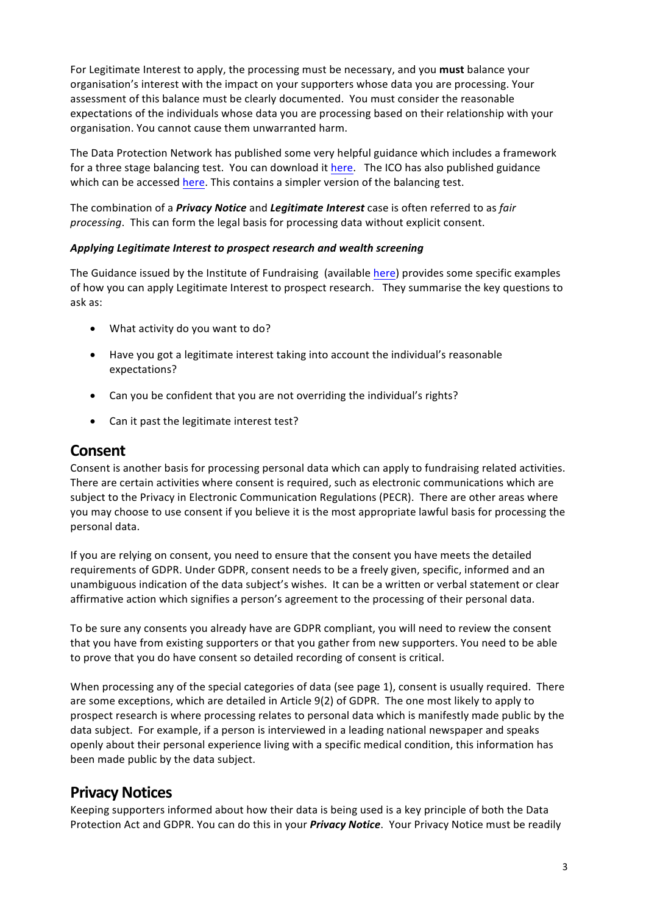For Legitimate Interest to apply, the processing must be necessary, and you **must** balance your organisation's interest with the impact on your supporters whose data you are processing. Your assessment of this balance must be clearly documented. You must consider the reasonable expectations of the individuals whose data you are processing based on their relationship with your organisation. You cannot cause them unwarranted harm.

The Data Protection Network has published some very helpful guidance which includes a framework for a three stage balancing test. You can download it here. The ICO has also published guidance which can be accessed here. This contains a simpler version of the balancing test.

The combination of a ***Privacy Notice*** and ***Legitimate Interest*** case is often referred to as *fair processing*. This can form the legal basis for processing data without explicit consent.

***Applying Legitimate Interest to prospect research and wealth screening***

The Guidance issued by the Institute of Fundraising (available here) provides some specific examples of how you can apply Legitimate Interest to prospect research. They summarise the key questions to ask as:

- What activity do you want to do?
- Have you got a legitimate interest taking into account the individual's reasonable expectations?
- Can you be confident that you are not overriding the individual's rights?
- Can it past the legitimate interest test?

## Consent

Consent is another basis for processing personal data which can apply to fundraising related activities. There are certain activities where consent is required, such as electronic communications which are subject to the Privacy in Electronic Communication Regulations (PECR). There are other areas where you may choose to use consent if you believe it is the most appropriate lawful basis for processing the personal data.

If you are relying on consent, you need to ensure that the consent you have meets the detailed requirements of GDPR. Under GDPR, consent needs to be a freely given, specific, informed and an unambiguous indication of the data subject's wishes. It can be a written or verbal statement or clear affirmative action which signifies a person's agreement to the processing of their personal data.

To be sure any consents you already have are GDPR compliant, you will need to review the consent that you have from existing supporters or that you gather from new supporters. You need to be able to prove that you do have consent so detailed recording of consent is critical.

When processing any of the special categories of data (see page 1), consent is usually required. There are some exceptions, which are detailed in Article 9(2) of GDPR. The one most likely to apply to prospect research is where processing relates to personal data which is manifestly made public by the data subject. For example, if a person is interviewed in a leading national newspaper and speaks openly about their personal experience living with a specific medical condition, this information has been made public by the data subject.

## Privacy Notices

Keeping supporters informed about how their data is being used is a key principle of both the Data Protection Act and GDPR. You can do this in your ***Privacy Notice***. Your Privacy Notice must be readily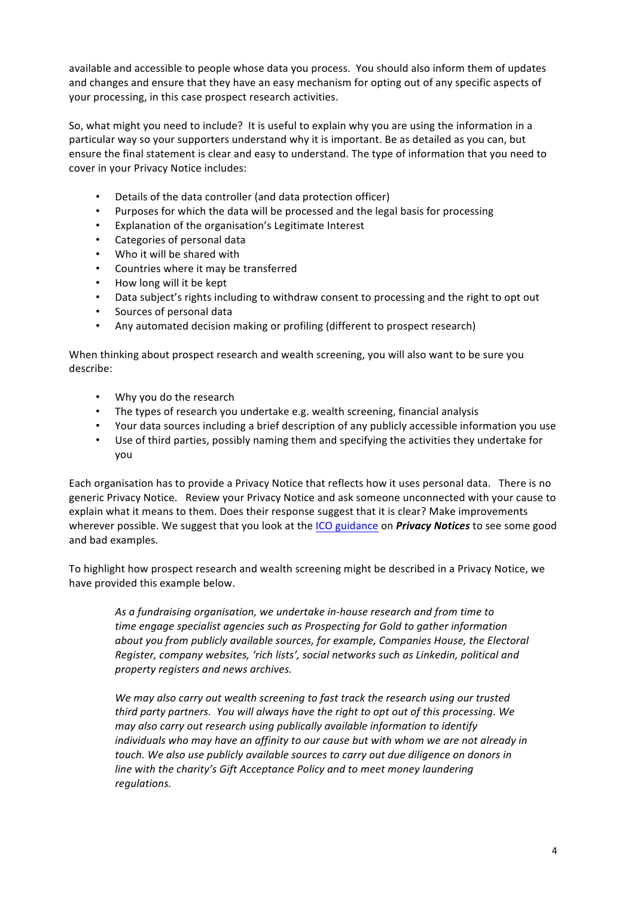available and accessible to people whose data you process. You should also inform them of updates and changes and ensure that they have an easy mechanism for opting out of any specific aspects of your processing, in this case prospect research activities.

So, what might you need to include? It is useful to explain why you are using the information in a particular way so your supporters understand why it is important. Be as detailed as you can, but ensure the final statement is clear and easy to understand. The type of information that you need to cover in your Privacy Notice includes:

- Details of the data controller (and data protection officer)
- Purposes for which the data will be processed and the legal basis for processing
- Explanation of the organisation's Legitimate Interest
- Categories of personal data
- Who it will be shared with
- Countries where it may be transferred
- How long will it be kept
- Data subject's rights including to withdraw consent to processing and the right to opt out
- Sources of personal data
- Any automated decision making or profiling (different to prospect research)

When thinking about prospect research and wealth screening, you will also want to be sure you describe:

- Why you do the research
- The types of research you undertake e.g. wealth screening, financial analysis
- Your data sources including a brief description of any publicly accessible information you use
- Use of third parties, possibly naming them and specifying the activities they undertake for you

Each organisation has to provide a Privacy Notice that reflects how it uses personal data. There is no generic Privacy Notice. Review your Privacy Notice and ask someone unconnected with your cause to explain what it means to them. Does their response suggest that it is clear? Make improvements wherever possible. We suggest that you look at the ICO guidance on ***Privacy Notices*** to see some good and bad examples.

To highlight how prospect research and wealth screening might be described in a Privacy Notice, we have provided this example below.

> *As a fundraising organisation, we undertake in-house research and from time to time engage specialist agencies such as Prospecting for Gold to gather information about you from publicly available sources, for example, Companies House, the Electoral Register, company websites, 'rich lists', social networks such as Linkedin, political and property registers and news archives.*
>
> *We may also carry out wealth screening to fast track the research using our trusted third party partners. You will always have the right to opt out of this processing. We may also carry out research using publically available information to identify individuals who may have an affinity to our cause but with whom we are not already in touch. We also use publicly available sources to carry out due diligence on donors in line with the charity's Gift Acceptance Policy and to meet money laundering regulations.*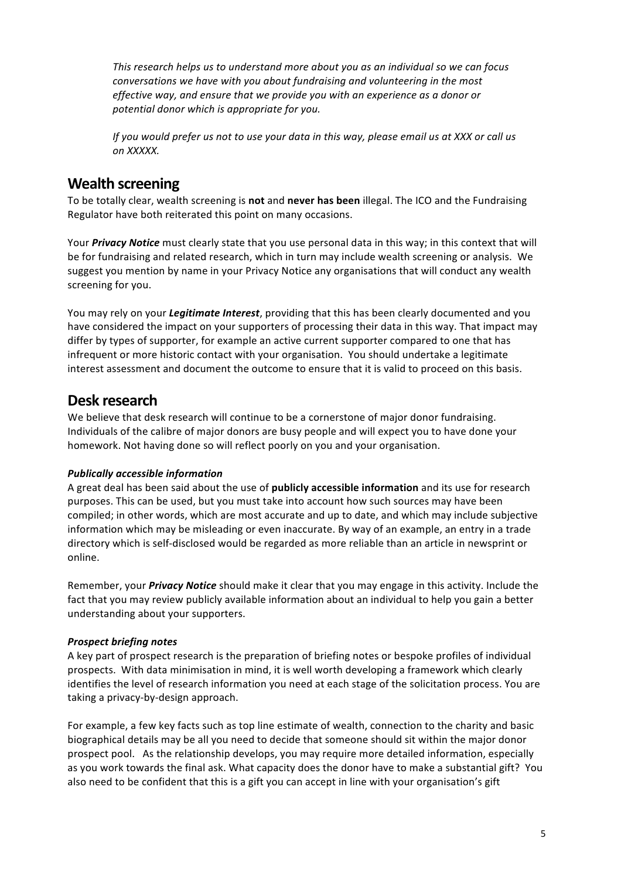*This research helps us to understand more about you as an individual so we can focus conversations we have with you about fundraising and volunteering in the most effective way, and ensure that we provide you with an experience as a donor or potential donor which is appropriate for you.*

*If you would prefer us not to use your data in this way, please email us at XXX or call us on XXXXX.*

## Wealth screening

To be totally clear, wealth screening is **not** and **never has been** illegal. The ICO and the Fundraising Regulator have both reiterated this point on many occasions.

Your ***Privacy Notice*** must clearly state that you use personal data in this way; in this context that will be for fundraising and related research, which in turn may include wealth screening or analysis. We suggest you mention by name in your Privacy Notice any organisations that will conduct any wealth screening for you.

You may rely on your ***Legitimate Interest***, providing that this has been clearly documented and you have considered the impact on your supporters of processing their data in this way. That impact may differ by types of supporter, for example an active current supporter compared to one that has infrequent or more historic contact with your organisation. You should undertake a legitimate interest assessment and document the outcome to ensure that it is valid to proceed on this basis.

## Desk research

We believe that desk research will continue to be a cornerstone of major donor fundraising. Individuals of the calibre of major donors are busy people and will expect you to have done your homework. Not having done so will reflect poorly on you and your organisation.

***Publically accessible information***

A great deal has been said about the use of **publicly accessible information** and its use for research purposes. This can be used, but you must take into account how such sources may have been compiled; in other words, which are most accurate and up to date, and which may include subjective information which may be misleading or even inaccurate. By way of an example, an entry in a trade directory which is self-disclosed would be regarded as more reliable than an article in newsprint or online.

Remember, your ***Privacy Notice*** should make it clear that you may engage in this activity. Include the fact that you may review publicly available information about an individual to help you gain a better understanding about your supporters.

***Prospect briefing notes***

A key part of prospect research is the preparation of briefing notes or bespoke profiles of individual prospects. With data minimisation in mind, it is well worth developing a framework which clearly identifies the level of research information you need at each stage of the solicitation process. You are taking a privacy-by-design approach.

For example, a few key facts such as top line estimate of wealth, connection to the charity and basic biographical details may be all you need to decide that someone should sit within the major donor prospect pool. As the relationship develops, you may require more detailed information, especially as you work towards the final ask. What capacity does the donor have to make a substantial gift? You also need to be confident that this is a gift you can accept in line with your organisation's gift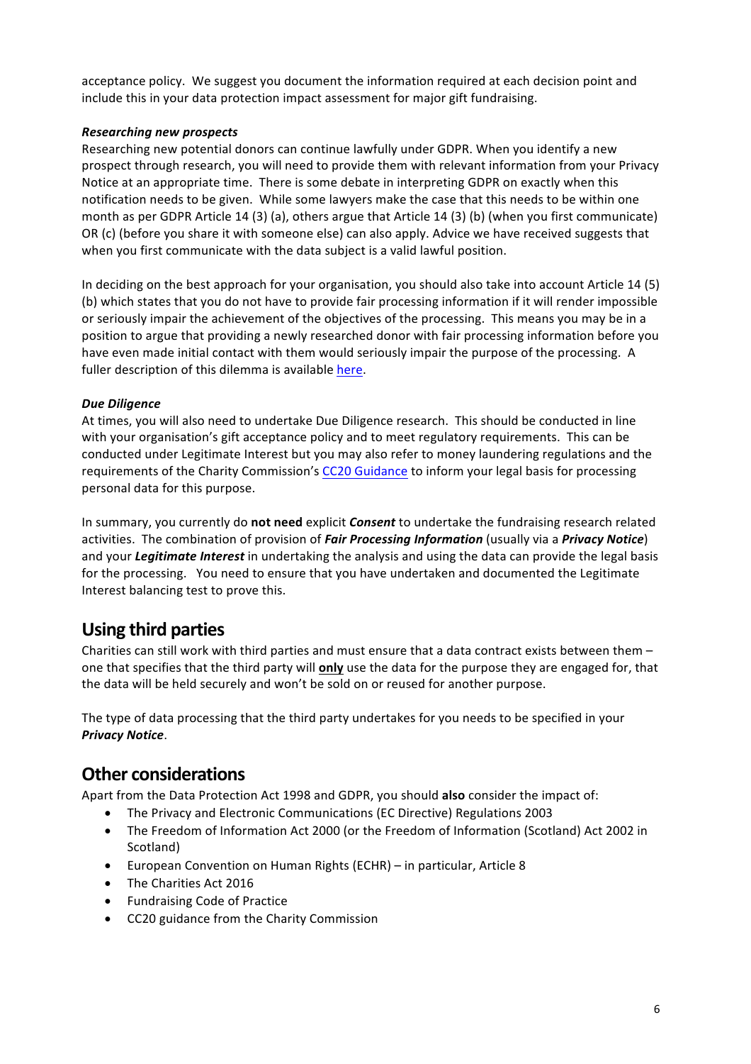acceptance policy. We suggest you document the information required at each decision point and include this in your data protection impact assessment for major gift fundraising.

***Researching new prospects***

Researching new potential donors can continue lawfully under GDPR. When you identify a new prospect through research, you will need to provide them with relevant information from your Privacy Notice at an appropriate time. There is some debate in interpreting GDPR on exactly when this notification needs to be given. While some lawyers make the case that this needs to be within one month as per GDPR Article 14 (3) (a), others argue that Article 14 (3) (b) (when you first communicate) OR (c) (before you share it with someone else) can also apply. Advice we have received suggests that when you first communicate with the data subject is a valid lawful position.

In deciding on the best approach for your organisation, you should also take into account Article 14 (5) (b) which states that you do not have to provide fair processing information if it will render impossible or seriously impair the achievement of the objectives of the processing. This means you may be in a position to argue that providing a newly researched donor with fair processing information before you have even made initial contact with them would seriously impair the purpose of the processing. A fuller description of this dilemma is available here.

***Due Diligence***

At times, you will also need to undertake Due Diligence research. This should be conducted in line with your organisation's gift acceptance policy and to meet regulatory requirements. This can be conducted under Legitimate Interest but you may also refer to money laundering regulations and the requirements of the Charity Commission's CC20 Guidance to inform your legal basis for processing personal data for this purpose.

In summary, you currently do **not need** explicit ***Consent*** to undertake the fundraising research related activities. The combination of provision of ***Fair Processing Information*** (usually via a ***Privacy Notice***) and your ***Legitimate Interest*** in undertaking the analysis and using the data can provide the legal basis for the processing. You need to ensure that you have undertaken and documented the Legitimate Interest balancing test to prove this.

## Using third parties

Charities can still work with third parties and must ensure that a data contract exists between them – one that specifies that the third party will **<u>only</u>** use the data for the purpose they are engaged for, that the data will be held securely and won't be sold on or reused for another purpose.

The type of data processing that the third party undertakes for you needs to be specified in your ***Privacy Notice***.

## Other considerations

Apart from the Data Protection Act 1998 and GDPR, you should **also** consider the impact of:

- The Privacy and Electronic Communications (EC Directive) Regulations 2003
- The Freedom of Information Act 2000 (or the Freedom of Information (Scotland) Act 2002 in Scotland)
- European Convention on Human Rights (ECHR) – in particular, Article 8
- The Charities Act 2016
- Fundraising Code of Practice
- CC20 guidance from the Charity Commission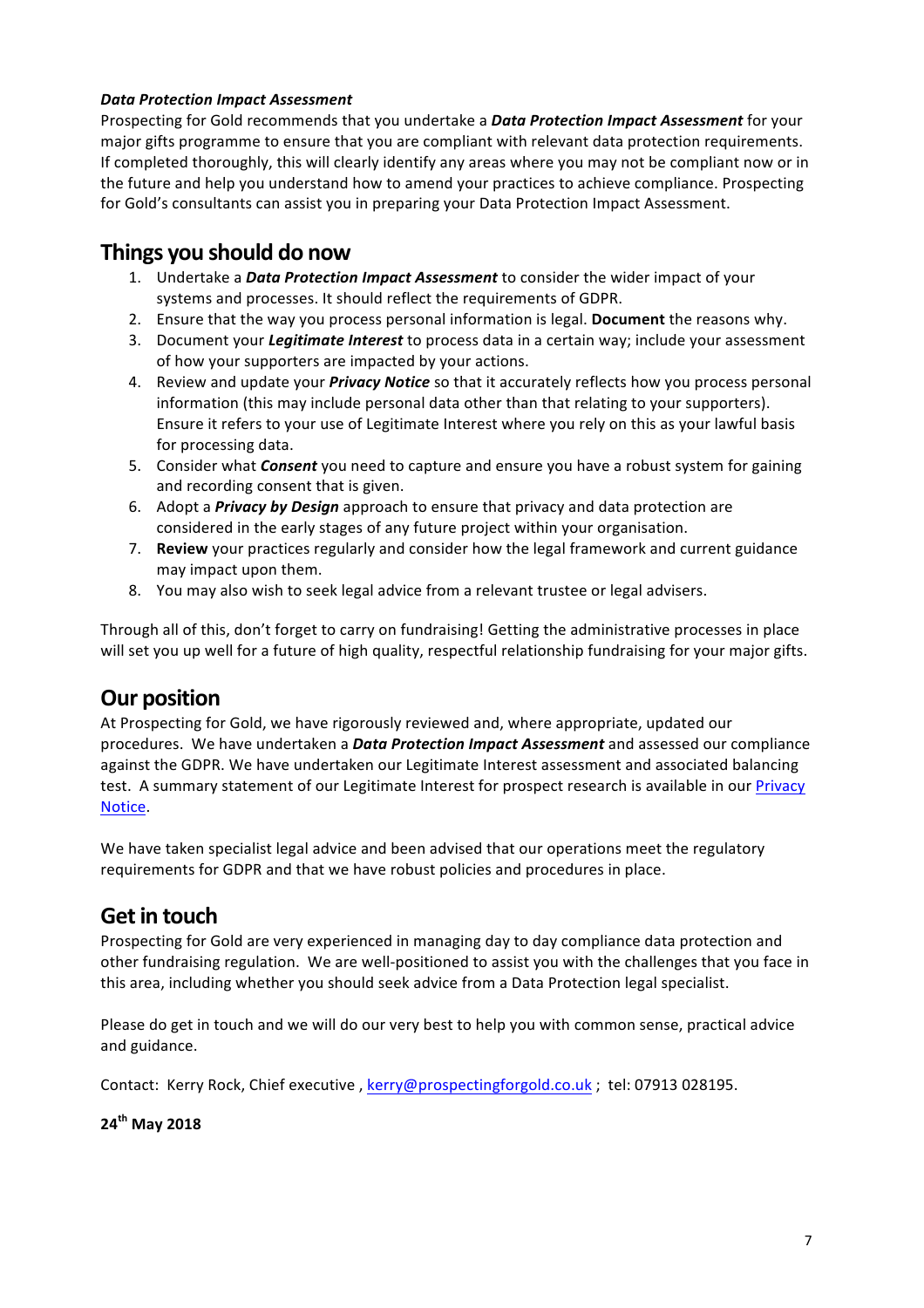***Data Protection Impact Assessment***

Prospecting for Gold recommends that you undertake a ***Data Protection Impact Assessment*** for your major gifts programme to ensure that you are compliant with relevant data protection requirements. If completed thoroughly, this will clearly identify any areas where you may not be compliant now or in the future and help you understand how to amend your practices to achieve compliance. Prospecting for Gold's consultants can assist you in preparing your Data Protection Impact Assessment.

## Things you should do now

1. Undertake a ***Data Protection Impact Assessment*** to consider the wider impact of your systems and processes. It should reflect the requirements of GDPR.
2. Ensure that the way you process personal information is legal. **Document** the reasons why.
3. Document your ***Legitimate Interest*** to process data in a certain way; include your assessment of how your supporters are impacted by your actions.
4. Review and update your ***Privacy Notice*** so that it accurately reflects how you process personal information (this may include personal data other than that relating to your supporters). Ensure it refers to your use of Legitimate Interest where you rely on this as your lawful basis for processing data.
5. Consider what ***Consent*** you need to capture and ensure you have a robust system for gaining and recording consent that is given.
6. Adopt a ***Privacy by Design*** approach to ensure that privacy and data protection are considered in the early stages of any future project within your organisation.
7. **Review** your practices regularly and consider how the legal framework and current guidance may impact upon them.
8. You may also wish to seek legal advice from a relevant trustee or legal advisers.

Through all of this, don't forget to carry on fundraising! Getting the administrative processes in place will set you up well for a future of high quality, respectful relationship fundraising for your major gifts.

## Our position

At Prospecting for Gold, we have rigorously reviewed and, where appropriate, updated our procedures. We have undertaken a ***Data Protection Impact Assessment*** and assessed our compliance against the GDPR. We have undertaken our Legitimate Interest assessment and associated balancing test. A summary statement of our Legitimate Interest for prospect research is available in our Privacy Notice.

We have taken specialist legal advice and been advised that our operations meet the regulatory requirements for GDPR and that we have robust policies and procedures in place.

## Get in touch

Prospecting for Gold are very experienced in managing day to day compliance data protection and other fundraising regulation. We are well-positioned to assist you with the challenges that you face in this area, including whether you should seek advice from a Data Protection legal specialist.

Please do get in touch and we will do our very best to help you with common sense, practical advice and guidance.

Contact: Kerry Rock, Chief executive , kerry@prospectingforgold.co.uk ; tel: 07913 028195.

**24th May 2018**